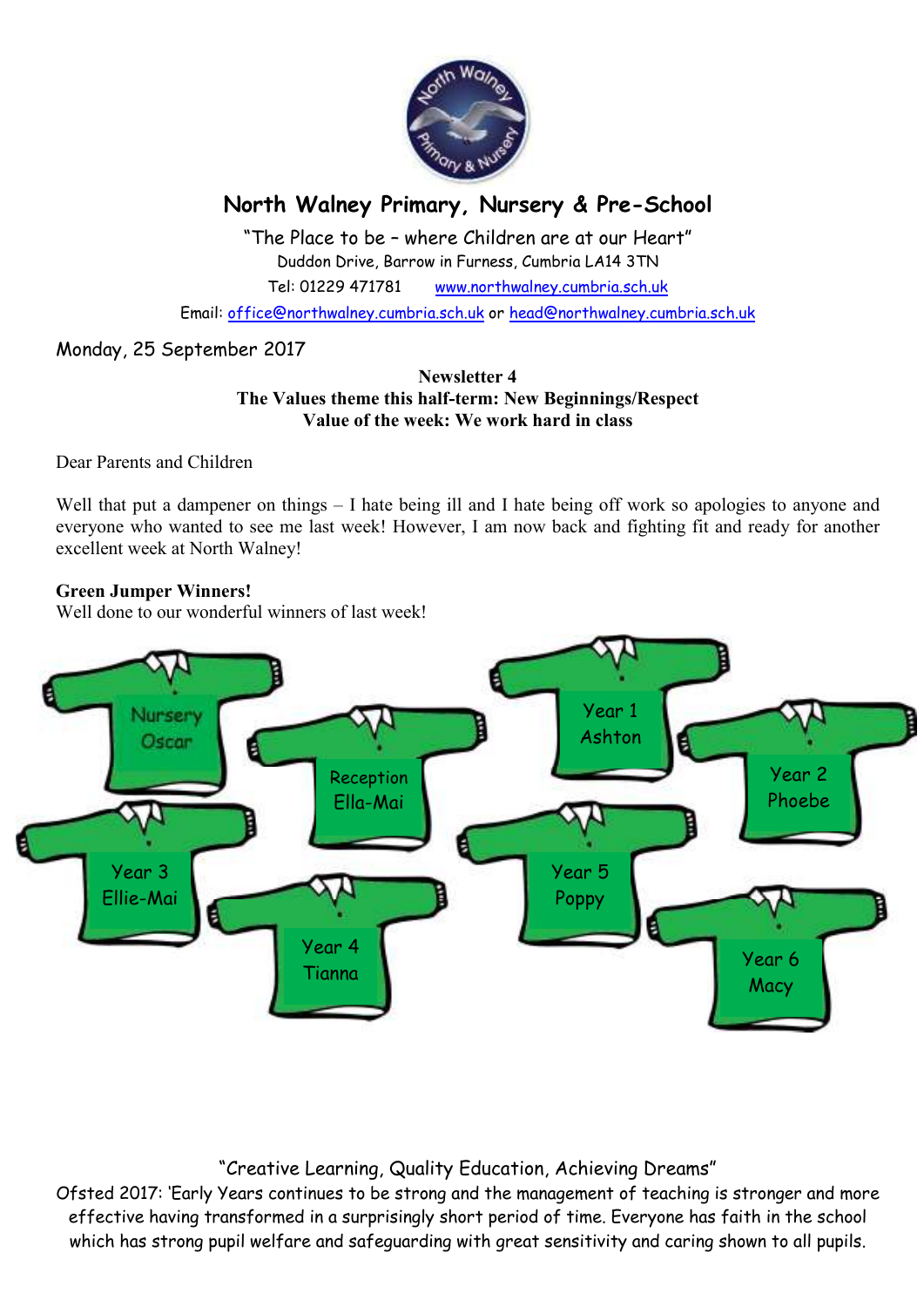# North Walney Primary, Nursery & Pre-School

"The Place to be – where Children are at our Heart"
Duddon Drive, Barrow in Furness, Cumbria LA14 3TN
Tel: 01229 471781 www.northwalney.cumbria.sch.uk
Email: office@northwalney.cumbria.sch.uk or head@northwalney.cumbria.sch.uk

Monday, 25 September 2017

**Newsletter 4**
**The Values theme this half-term: New Beginnings/Respect**
**Value of the week: We work hard in class**

Dear Parents and Children

Well that put a dampener on things – I hate being ill and I hate being off work so apologies to anyone and everyone who wanted to see me last week! However, I am now back and fighting fit and ready for another excellent week at North Walney!

**Green Jumper Winners!**
Well done to our wonderful winners of last week!

- Nursery – Oscar
- Reception – Ella-Mai
- Year 1 – Ashton
- Year 2 – Phoebe
- Year 3 – Ellie-Mai
- Year 4 – Tianna
- Year 5 – Poppy
- Year 6 – Macy

"Creative Learning, Quality Education, Achieving Dreams"
Ofsted 2017: 'Early Years continues to be strong and the management of teaching is stronger and more effective having transformed in a surprisingly short period of time. Everyone has faith in the school which has strong pupil welfare and safeguarding with great sensitivity and caring shown to all pupils.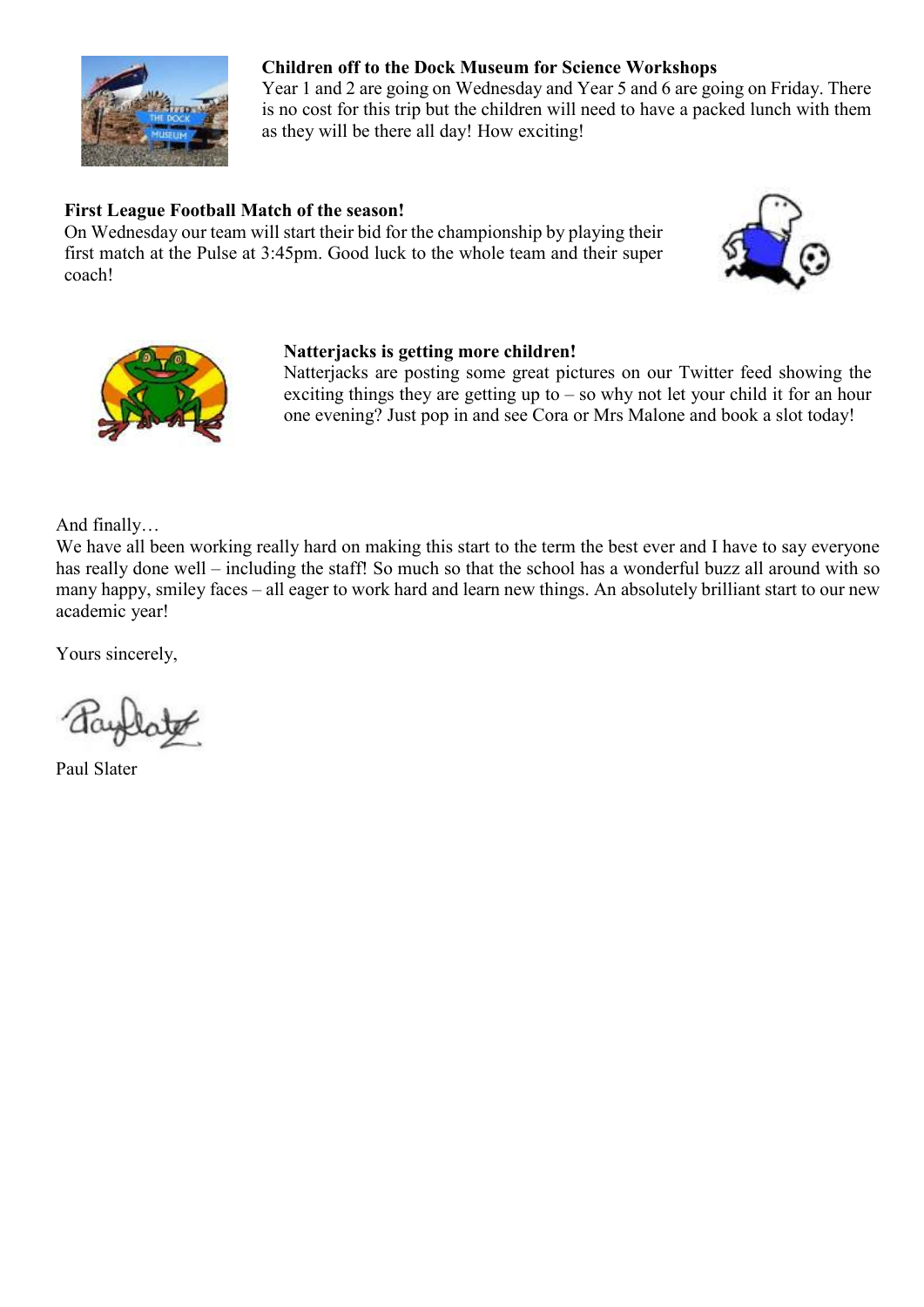**Children off to the Dock Museum for Science Workshops**

Year 1 and 2 are going on Wednesday and Year 5 and 6 are going on Friday. There is no cost for this trip but the children will need to have a packed lunch with them as they will be there all day! How exciting!

**First League Football Match of the season!**

On Wednesday our team will start their bid for the championship by playing their first match at the Pulse at 3:45pm. Good luck to the whole team and their super coach!

**Natterjacks is getting more children!**

Natterjacks are posting some great pictures on our Twitter feed showing the exciting things they are getting up to – so why not let your child it for an hour one evening? Just pop in and see Cora or Mrs Malone and book a slot today!

And finally…

We have all been working really hard on making this start to the term the best ever and I have to say everyone has really done well – including the staff! So much so that the school has a wonderful buzz all around with so many happy, smiley faces – all eager to work hard and learn new things. An absolutely brilliant start to our new academic year!

Yours sincerely,

Paul Slater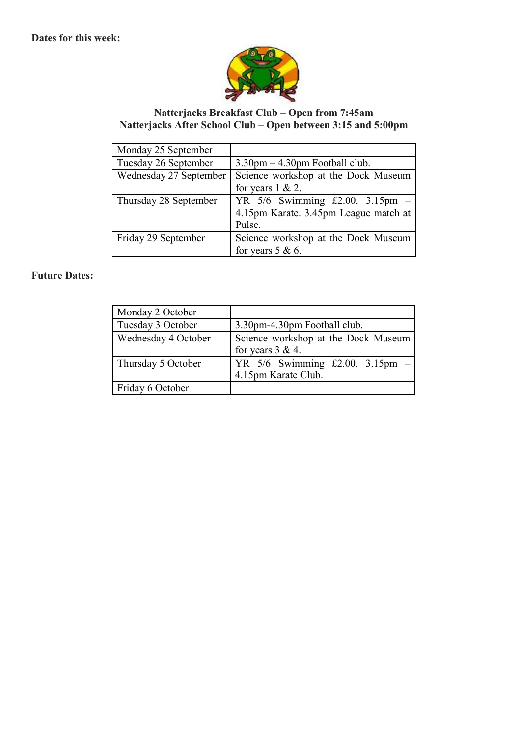**Dates for this week:**

**Natterjacks Breakfast Club – Open from 7:45am**
**Natterjacks After School Club – Open between 3:15 and 5:00pm**

| | |
|---|---|
| Monday 25 September | |
| Tuesday 26 September | 3.30pm – 4.30pm Football club. |
| Wednesday 27 September | Science workshop at the Dock Museum for years 1 & 2. |
| Thursday 28 September | YR 5/6 Swimming £2.00. 3.15pm – 4.15pm Karate. 3.45pm League match at Pulse. |
| Friday 29 September | Science workshop at the Dock Museum for years 5 & 6. |

**Future Dates:**

| | |
|---|---|
| Monday 2 October | |
| Tuesday 3 October | 3.30pm-4.30pm Football club. |
| Wednesday 4 October | Science workshop at the Dock Museum for years 3 & 4. |
| Thursday 5 October | YR 5/6 Swimming £2.00. 3.15pm – 4.15pm Karate Club. |
| Friday 6 October | |